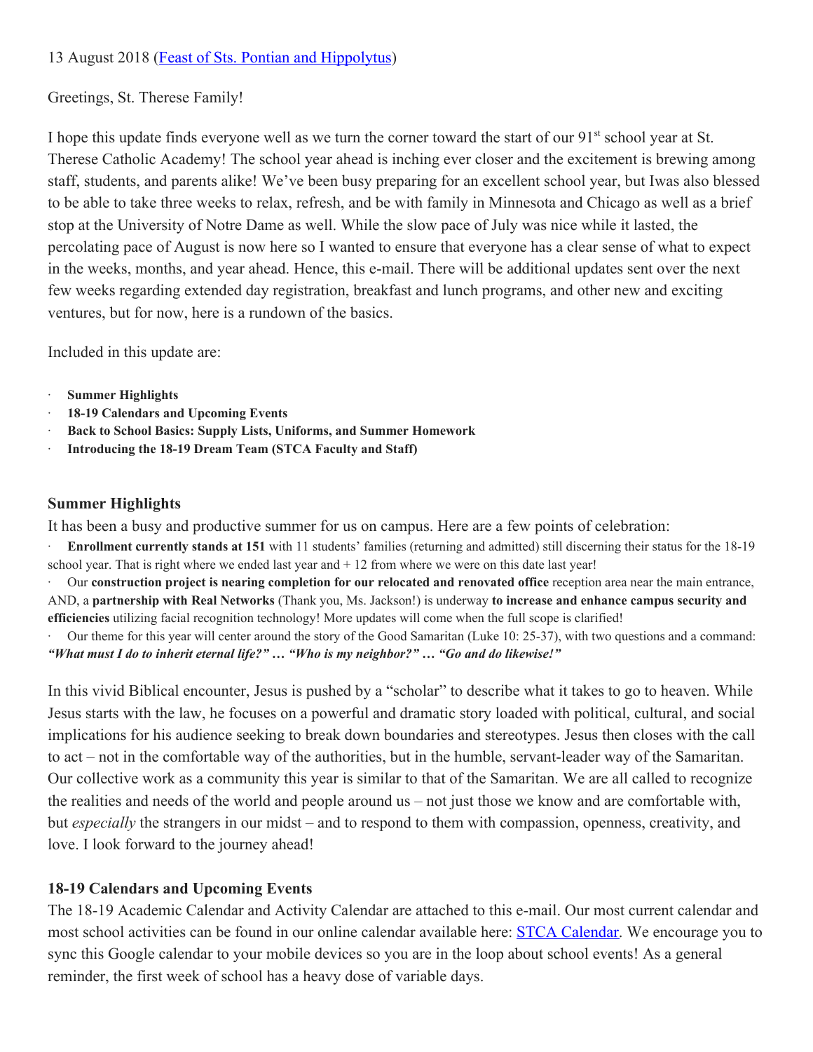13 August 2018 ([Feast of Sts. Pontian and Hippolytus]())

Greetings, St. Therese Family!

I hope this update finds everyone well as we turn the corner toward the start of our 91st school year at St. Therese Catholic Academy! The school year ahead is inching ever closer and the excitement is brewing among staff, students, and parents alike! We've been busy preparing for an excellent school year, but Iwas also blessed to be able to take three weeks to relax, refresh, and be with family in Minnesota and Chicago as well as a brief stop at the University of Notre Dame as well. While the slow pace of July was nice while it lasted, the percolating pace of August is now here so I wanted to ensure that everyone has a clear sense of what to expect in the weeks, months, and year ahead. Hence, this e-mail. There will be additional updates sent over the next few weeks regarding extended day registration, breakfast and lunch programs, and other new and exciting ventures, but for now, here is a rundown of the basics.

Included in this update are:

- **Summer Highlights**
- **18-19 Calendars and Upcoming Events**
- **Back to School Basics: Supply Lists, Uniforms, and Summer Homework**
- **Introducing the 18-19 Dream Team (STCA Faculty and Staff)**

## Summer Highlights

It has been a busy and productive summer for us on campus. Here are a few points of celebration:

- **Enrollment currently stands at 151** with 11 students' families (returning and admitted) still discerning their status for the 18-19 school year. That is right where we ended last year and + 12 from where we were on this date last year!
- Our **construction project is nearing completion for our relocated and renovated office** reception area near the main entrance, AND, a **partnership with Real Networks** (Thank you, Ms. Jackson!) is underway **to increase and enhance campus security and efficiencies** utilizing facial recognition technology! More updates will come when the full scope is clarified!
- Our theme for this year will center around the story of the Good Samaritan (Luke 10: 25-37), with two questions and a command: ***"What must I do to inherit eternal life?" … "Who is my neighbor?" … "Go and do likewise!"***

In this vivid Biblical encounter, Jesus is pushed by a "scholar" to describe what it takes to go to heaven. While Jesus starts with the law, he focuses on a powerful and dramatic story loaded with political, cultural, and social implications for his audience seeking to break down boundaries and stereotypes. Jesus then closes with the call to act – not in the comfortable way of the authorities, but in the humble, servant-leader way of the Samaritan. Our collective work as a community this year is similar to that of the Samaritan. We are all called to recognize the realities and needs of the world and people around us – not just those we know and are comfortable with, but *especially* the strangers in our midst – and to respond to them with compassion, openness, creativity, and love. I look forward to the journey ahead!

## 18-19 Calendars and Upcoming Events

The 18-19 Academic Calendar and Activity Calendar are attached to this e-mail. Our most current calendar and most school activities can be found in our online calendar available here: [STCA Calendar](). We encourage you to sync this Google calendar to your mobile devices so you are in the loop about school events! As a general reminder, the first week of school has a heavy dose of variable days.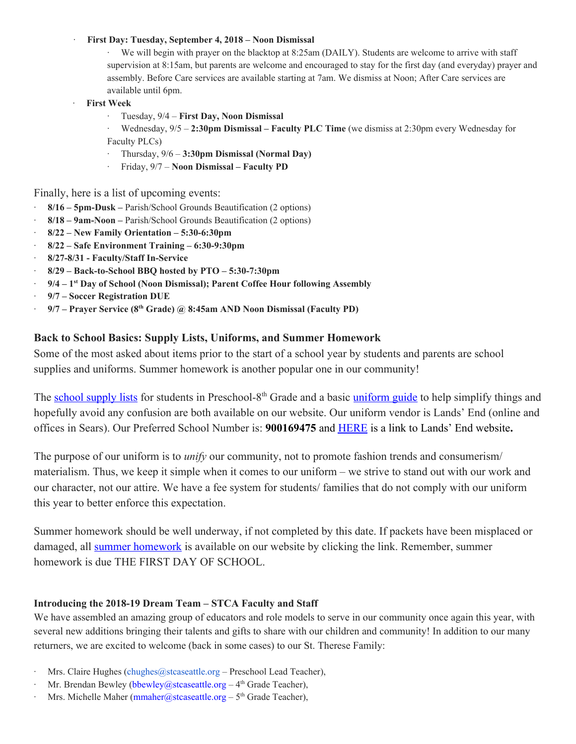- **First Day: Tuesday, September 4, 2018 – Noon Dismissal**
  - We will begin with prayer on the blacktop at 8:25am (DAILY). Students are welcome to arrive with staff supervision at 8:15am, but parents are welcome and encouraged to stay for the first day (and everyday) prayer and assembly. Before Care services are available starting at 7am. We dismiss at Noon; After Care services are available until 6pm.
- **First Week**
  - Tuesday, 9/4 – **First Day, Noon Dismissal**
  - Wednesday, 9/5 – **2:30pm Dismissal – Faculty PLC Time** (we dismiss at 2:30pm every Wednesday for Faculty PLCs)
  - Thursday, 9/6 – **3:30pm Dismissal (Normal Day)**
  - Friday, 9/7 – **Noon Dismissal – Faculty PD**

Finally, here is a list of upcoming events:

- **8/16 – 5pm-Dusk –** Parish/School Grounds Beautification (2 options)
- **8/18 – 9am-Noon –** Parish/School Grounds Beautification (2 options)
- **8/22 – New Family Orientation – 5:30-6:30pm**
- **8/22 – Safe Environment Training – 6:30-9:30pm**
- **8/27-8/31 - Faculty/Staff In-Service**
- **8/29 – Back-to-School BBQ hosted by PTO – 5:30-7:30pm**
- **9/4 – 1st Day of School (Noon Dismissal); Parent Coffee Hour following Assembly**
- **9/7 – Soccer Registration DUE**
- **9/7 – Prayer Service (8th Grade) @ 8:45am AND Noon Dismissal (Faculty PD)**

## Back to School Basics: Supply Lists, Uniforms, and Summer Homework

Some of the most asked about items prior to the start of a school year by students and parents are school supplies and uniforms. Summer homework is another popular one in our community!

The school supply lists for students in Preschool-8th Grade and a basic uniform guide to help simplify things and hopefully avoid any confusion are both available on our website. Our uniform vendor is Lands' End (online and offices in Sears). Our Preferred School Number is: **900169475** and HERE is a link to Lands' End website**.**

The purpose of our uniform is to *unify* our community, not to promote fashion trends and consumerism/ materialism. Thus, we keep it simple when it comes to our uniform – we strive to stand out with our work and our character, not our attire. We have a fee system for students/ families that do not comply with our uniform this year to better enforce this expectation.

Summer homework should be well underway, if not completed by this date. If packets have been misplaced or damaged, all summer homework is available on our website by clicking the link. Remember, summer homework is due THE FIRST DAY OF SCHOOL.

### Introducing the 2018-19 Dream Team – STCA Faculty and Staff

We have assembled an amazing group of educators and role models to serve in our community once again this year, with several new additions bringing their talents and gifts to share with our children and community! In addition to our many returners, we are excited to welcome (back in some cases) to our St. Therese Family:

- Mrs. Claire Hughes (chughes@stcaseattle.org – Preschool Lead Teacher),
- Mr. Brendan Bewley (bbewley@stcaseattle.org – 4th Grade Teacher),
- Mrs. Michelle Maher (mmaher@stcaseattle.org – 5th Grade Teacher),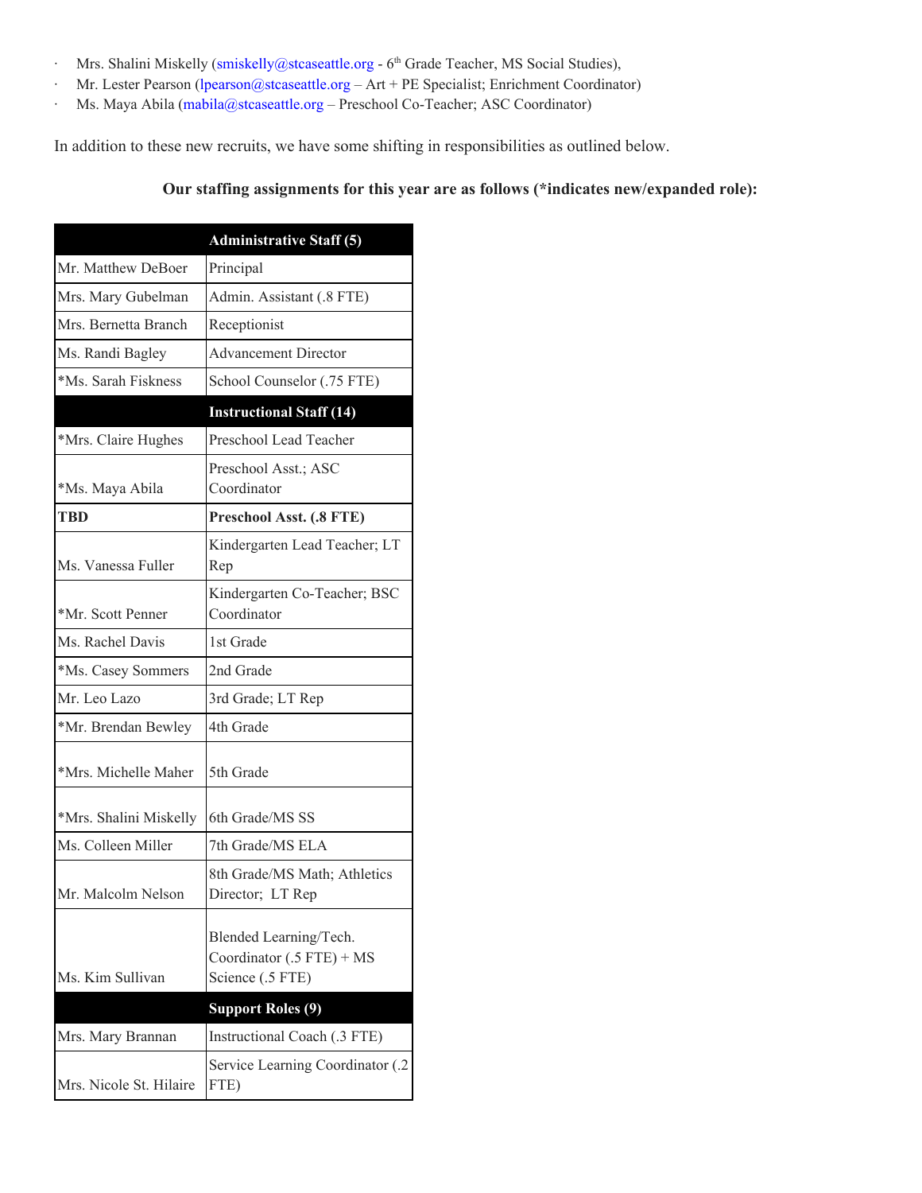- Mrs. Shalini Miskelly (smiskelly@stcaseattle.org - 6th Grade Teacher, MS Social Studies),
- Mr. Lester Pearson (lpearson@stcaseattle.org – Art + PE Specialist; Enrichment Coordinator)
- Ms. Maya Abila (mabila@stcaseattle.org – Preschool Co-Teacher; ASC Coordinator)

In addition to these new recruits, we have some shifting in responsibilities as outlined below.

**Our staffing assignments for this year are as follows (*indicates new/expanded role):**

| | **Administrative Staff (5)** |
|---|---|
| Mr. Matthew DeBoer | Principal |
| Mrs. Mary Gubelman | Admin. Assistant (.8 FTE) |
| Mrs. Bernetta Branch | Receptionist |
| Ms. Randi Bagley | Advancement Director |
| *Ms. Sarah Fiskness | School Counselor (.75 FTE) |
| | **Instructional Staff (14)** |
| *Mrs. Claire Hughes | Preschool Lead Teacher |
| *Ms. Maya Abila | Preschool Asst.; ASC Coordinator |
| **TBD** | **Preschool Asst. (.8 FTE)** |
| Ms. Vanessa Fuller | Kindergarten Lead Teacher; LT Rep |
| *Mr. Scott Penner | Kindergarten Co-Teacher; BSC Coordinator |
| Ms. Rachel Davis | 1st Grade |
| *Ms. Casey Sommers | 2nd Grade |
| Mr. Leo Lazo | 3rd Grade; LT Rep |
| *Mr. Brendan Bewley | 4th Grade |
| *Mrs. Michelle Maher | 5th Grade |
| *Mrs. Shalini Miskelly | 6th Grade/MS SS |
| Ms. Colleen Miller | 7th Grade/MS ELA |
| Mr. Malcolm Nelson | 8th Grade/MS Math; Athletics Director; LT Rep |
| Ms. Kim Sullivan | Blended Learning/Tech. Coordinator (.5 FTE) + MS Science (.5 FTE) |
| | **Support Roles (9)** |
| Mrs. Mary Brannan | Instructional Coach (.3 FTE) |
| Mrs. Nicole St. Hilaire | Service Learning Coordinator (.2 FTE) |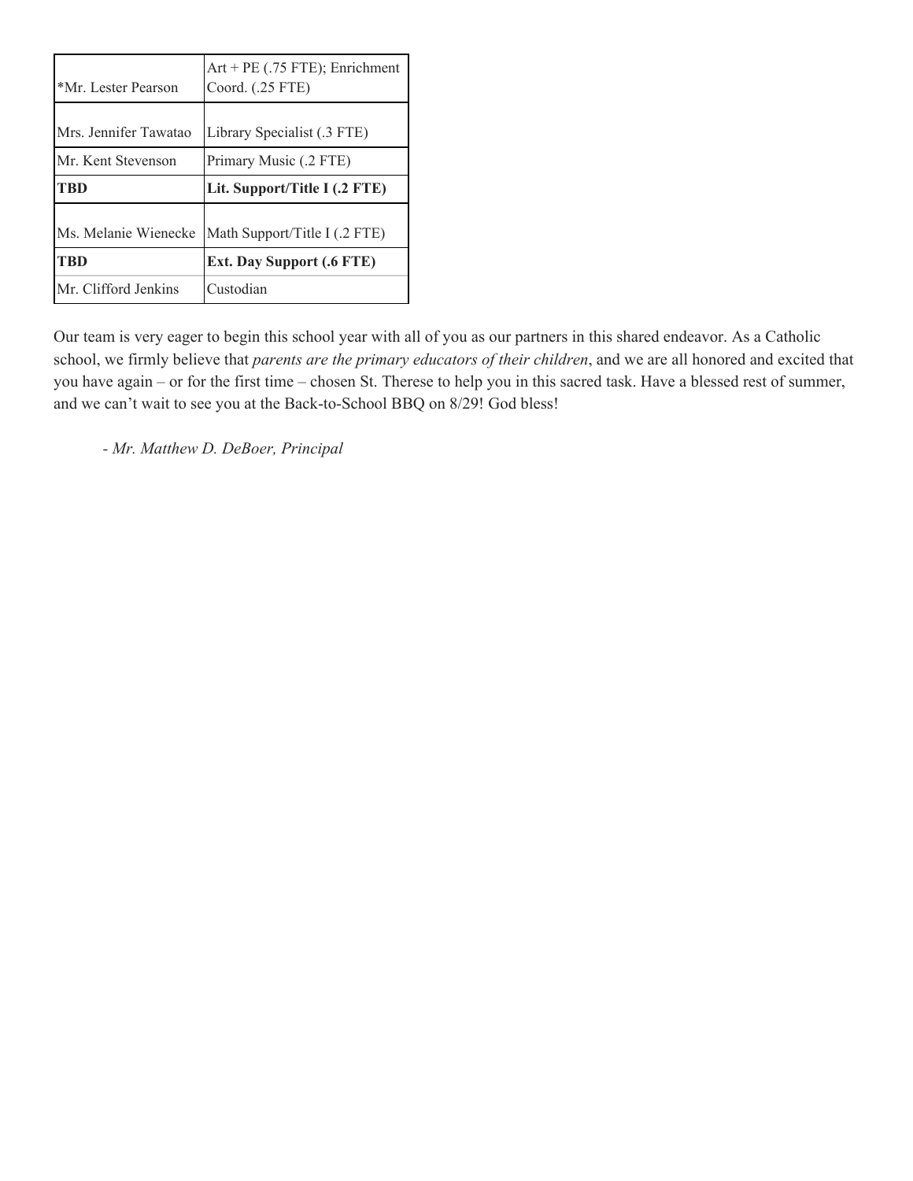| | |
|---|---|
| *Mr. Lester Pearson | Art + PE (.75 FTE); Enrichment Coord. (.25 FTE) |
| Mrs. Jennifer Tawatao | Library Specialist (.3 FTE) |
| Mr. Kent Stevenson | Primary Music (.2 FTE) |
| **TBD** | **Lit. Support/Title I (.2 FTE)** |
| Ms. Melanie Wienecke | Math Support/Title I (.2 FTE) |
| **TBD** | **Ext. Day Support (.6 FTE)** |
| Mr. Clifford Jenkins | Custodian |

Our team is very eager to begin this school year with all of you as our partners in this shared endeavor. As a Catholic school, we firmly believe that *parents are the primary educators of their children*, and we are all honored and excited that you have again – or for the first time – chosen St. Therese to help you in this sacred task. Have a blessed rest of summer, and we can't wait to see you at the Back-to-School BBQ on 8/29! God bless!

*- Mr. Matthew D. DeBoer, Principal*